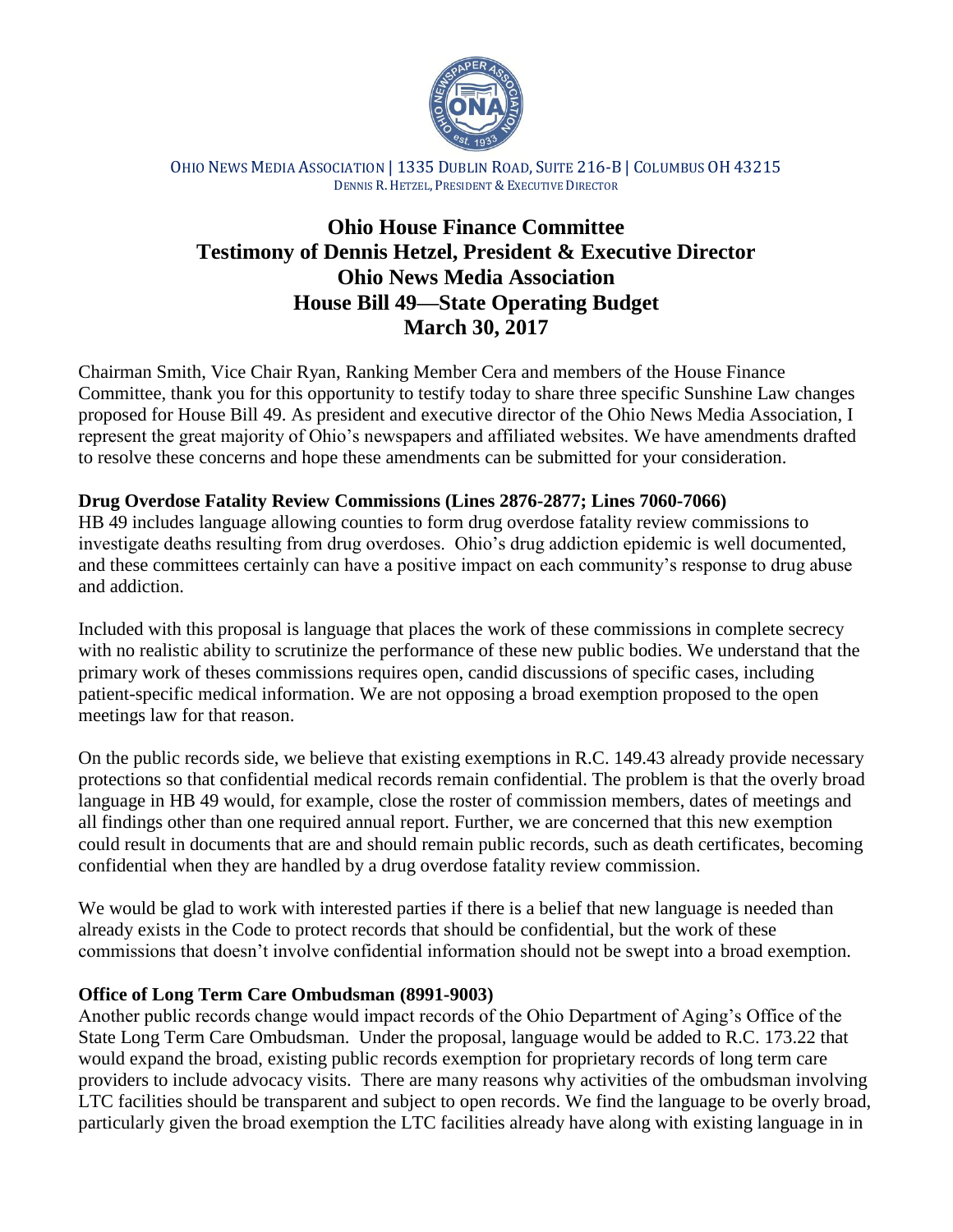OHIO NEWS MEDIA ASSOCIATION | 1335 DUBLIN ROAD, SUITE 216-B | COLUMBUS OH 43215
DENNIS R. HETZEL, PRESIDENT & EXECUTIVE DIRECTOR

# Ohio House Finance Committee
# Testimony of Dennis Hetzel, President & Executive Director
# Ohio News Media Association
# House Bill 49—State Operating Budget
# March 30, 2017

Chairman Smith, Vice Chair Ryan, Ranking Member Cera and members of the House Finance Committee, thank you for this opportunity to testify today to share three specific Sunshine Law changes proposed for House Bill 49. As president and executive director of the Ohio News Media Association, I represent the great majority of Ohio's newspapers and affiliated websites. We have amendments drafted to resolve these concerns and hope these amendments can be submitted for your consideration.

**Drug Overdose Fatality Review Commissions (Lines 2876-2877; Lines 7060-7066)**

HB 49 includes language allowing counties to form drug overdose fatality review commissions to investigate deaths resulting from drug overdoses. Ohio's drug addiction epidemic is well documented, and these committees certainly can have a positive impact on each community's response to drug abuse and addiction.

Included with this proposal is language that places the work of these commissions in complete secrecy with no realistic ability to scrutinize the performance of these new public bodies. We understand that the primary work of theses commissions requires open, candid discussions of specific cases, including patient-specific medical information. We are not opposing a broad exemption proposed to the open meetings law for that reason.

On the public records side, we believe that existing exemptions in R.C. 149.43 already provide necessary protections so that confidential medical records remain confidential. The problem is that the overly broad language in HB 49 would, for example, close the roster of commission members, dates of meetings and all findings other than one required annual report. Further, we are concerned that this new exemption could result in documents that are and should remain public records, such as death certificates, becoming confidential when they are handled by a drug overdose fatality review commission.

We would be glad to work with interested parties if there is a belief that new language is needed than already exists in the Code to protect records that should be confidential, but the work of these commissions that doesn't involve confidential information should not be swept into a broad exemption.

**Office of Long Term Care Ombudsman (8991-9003)**

Another public records change would impact records of the Ohio Department of Aging's Office of the State Long Term Care Ombudsman. Under the proposal, language would be added to R.C. 173.22 that would expand the broad, existing public records exemption for proprietary records of long term care providers to include advocacy visits. There are many reasons why activities of the ombudsman involving LTC facilities should be transparent and subject to open records. We find the language to be overly broad, particularly given the broad exemption the LTC facilities already have along with existing language in in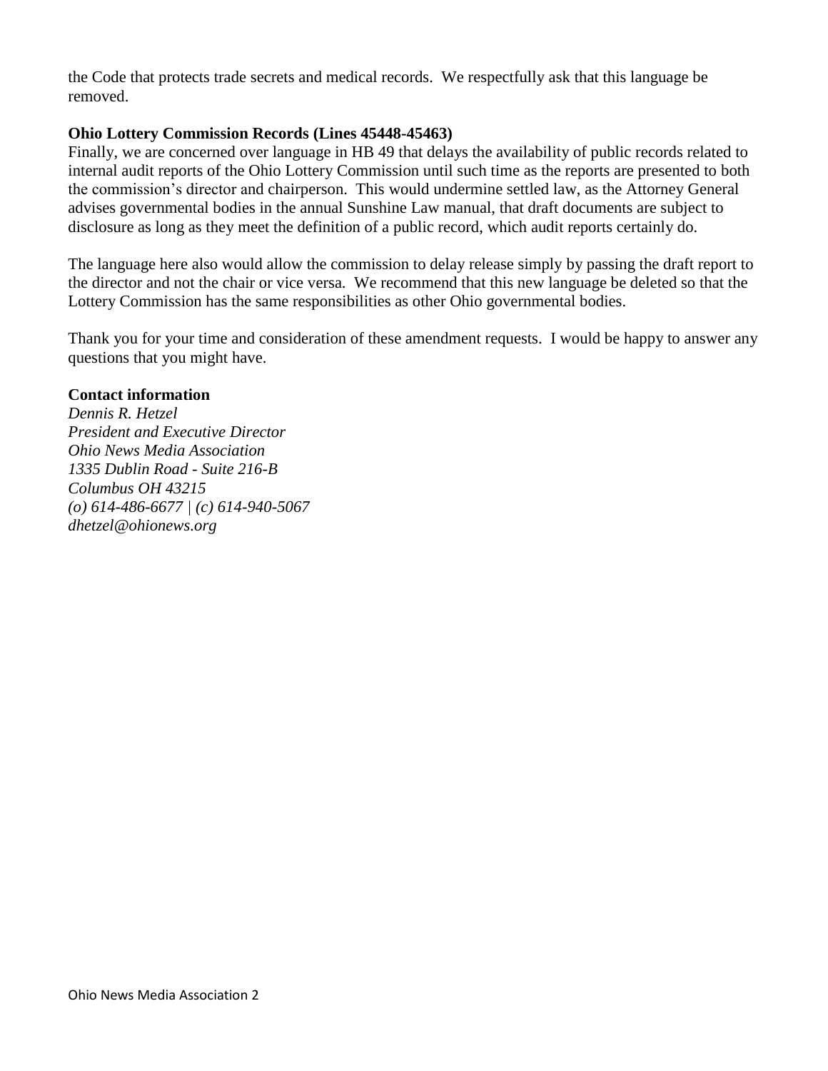the Code that protects trade secrets and medical records. We respectfully ask that this language be removed.

**Ohio Lottery Commission Records (Lines 45448-45463)**

Finally, we are concerned over language in HB 49 that delays the availability of public records related to internal audit reports of the Ohio Lottery Commission until such time as the reports are presented to both the commission's director and chairperson. This would undermine settled law, as the Attorney General advises governmental bodies in the annual Sunshine Law manual, that draft documents are subject to disclosure as long as they meet the definition of a public record, which audit reports certainly do.

The language here also would allow the commission to delay release simply by passing the draft report to the director and not the chair or vice versa. We recommend that this new language be deleted so that the Lottery Commission has the same responsibilities as other Ohio governmental bodies.

Thank you for your time and consideration of these amendment requests. I would be happy to answer any questions that you might have.

**Contact information**

*Dennis R. Hetzel*
*President and Executive Director*
*Ohio News Media Association*
*1335 Dublin Road - Suite 216-B*
*Columbus OH 43215*
*(o) 614-486-6677 | (c) 614-940-5067*
*dhetzel@ohionews.org*